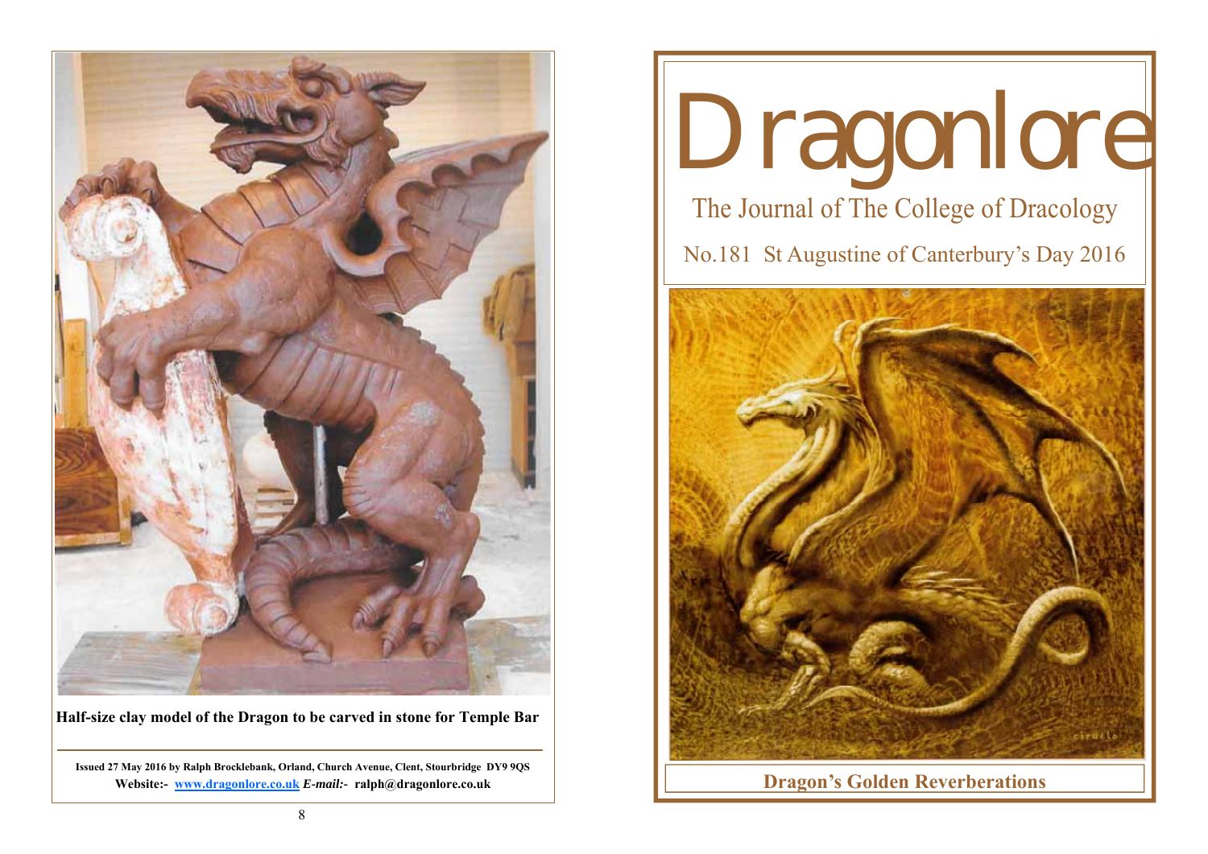Half-size clay model of the Dragon to be carved in stone for Temple Bar

**Issued 27 May 2016 by Ralph Brocklebank, Orland, Church Avenue, Clent, Stourbridge DY9 9QS**
**Website:- [www.dragonlore.co.uk](http://www.dragonlore.co.uk) *E-mail:-* ralph@dragonlore.co.uk**

# Dragonlore

## The Journal of The College of Dracology

No.181 St Augustine of Canterbury's Day 2016

**Dragon's Golden Reverberations**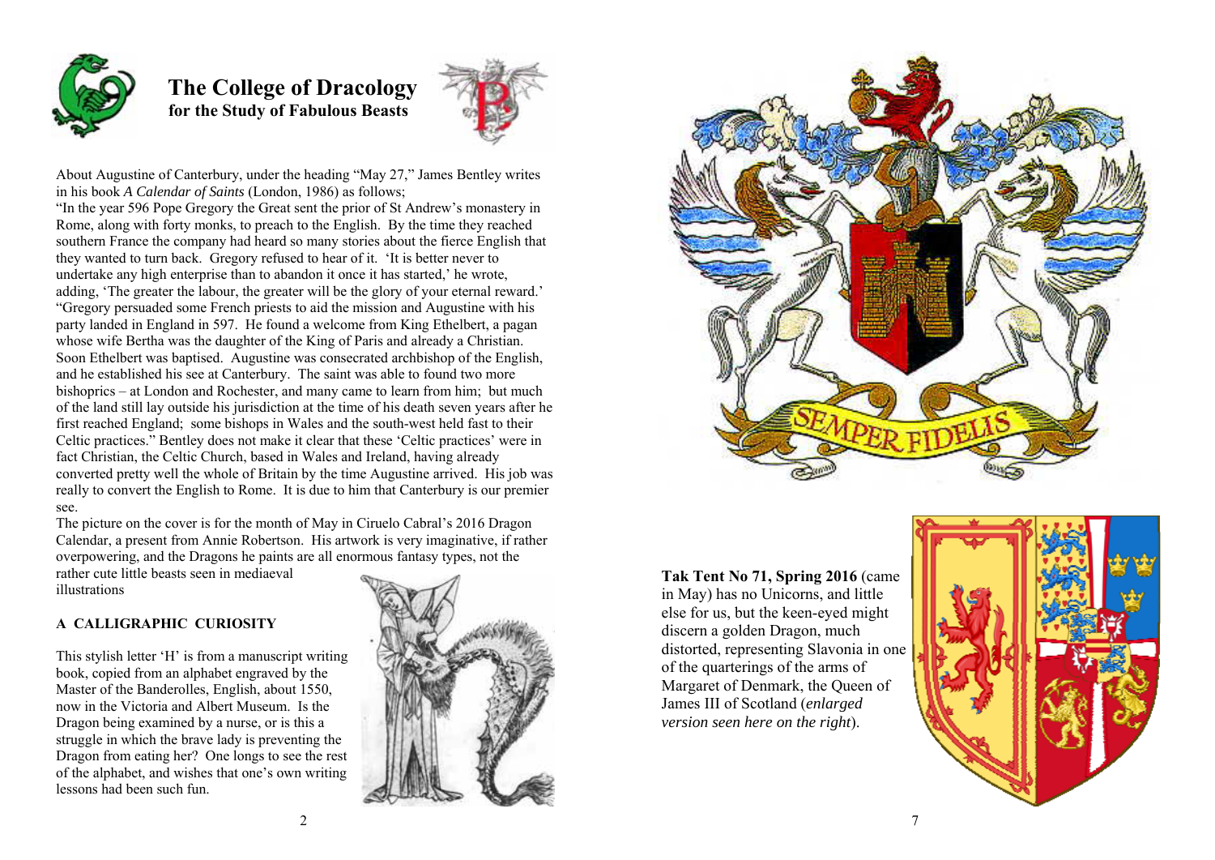# The College of Dracology
## for the Study of Fabulous Beasts

About Augustine of Canterbury, under the heading "May 27," James Bentley writes in his book *A Calendar of Saints* (London, 1986) as follows;

"In the year 596 Pope Gregory the Great sent the prior of St Andrew's monastery in Rome, along with forty monks, to preach to the English. By the time they reached southern France the company had heard so many stories about the fierce English that they wanted to turn back. Gregory refused to hear of it. 'It is better never to undertake any high enterprise than to abandon it once it has started,' he wrote, adding, 'The greater the labour, the greater will be the glory of your eternal reward.'

"Gregory persuaded some French priests to aid the mission and Augustine with his party landed in England in 597. He found a welcome from King Ethelbert, a pagan whose wife Bertha was the daughter of the King of Paris and already a Christian. Soon Ethelbert was baptised. Augustine was consecrated archbishop of the English, and he established his see at Canterbury. The saint was able to found two more bishoprics – at London and Rochester, and many came to learn from him; but much of the land still lay outside his jurisdiction at the time of his death seven years after he first reached England; some bishops in Wales and the south-west held fast to their Celtic practices." Bentley does not make it clear that these 'Celtic practices' were in fact Christian, the Celtic Church, based in Wales and Ireland, having already converted pretty well the whole of Britain by the time Augustine arrived. His job was really to convert the English to Rome. It is due to him that Canterbury is our premier see.

The picture on the cover is for the month of May in Ciruelo Cabral's 2016 Dragon Calendar, a present from Annie Robertson. His artwork is very imaginative, if rather overpowering, and the Dragons he paints are all enormous fantasy types, not the rather cute little beasts seen in mediaeval illustrations

### A CALLIGRAPHIC CURIOSITY

This stylish letter 'H' is from a manuscript writing book, copied from an alphabet engraved by the Master of the Banderolles, English, about 1550, now in the Victoria and Albert Museum. Is the Dragon being examined by a nurse, or is this a struggle in which the brave lady is preventing the Dragon from eating her? One longs to see the rest of the alphabet, and wishes that one's own writing lessons had been such fun.

SEMPER FIDELIS

**Tak Tent No 71, Spring 2016** (came in May) has no Unicorns, and little else for us, but the keen-eyed might discern a golden Dragon, much distorted, representing Slavonia in one of the quarterings of the arms of Margaret of Denmark, the Queen of James III of Scotland (*enlarged version seen here on the right*).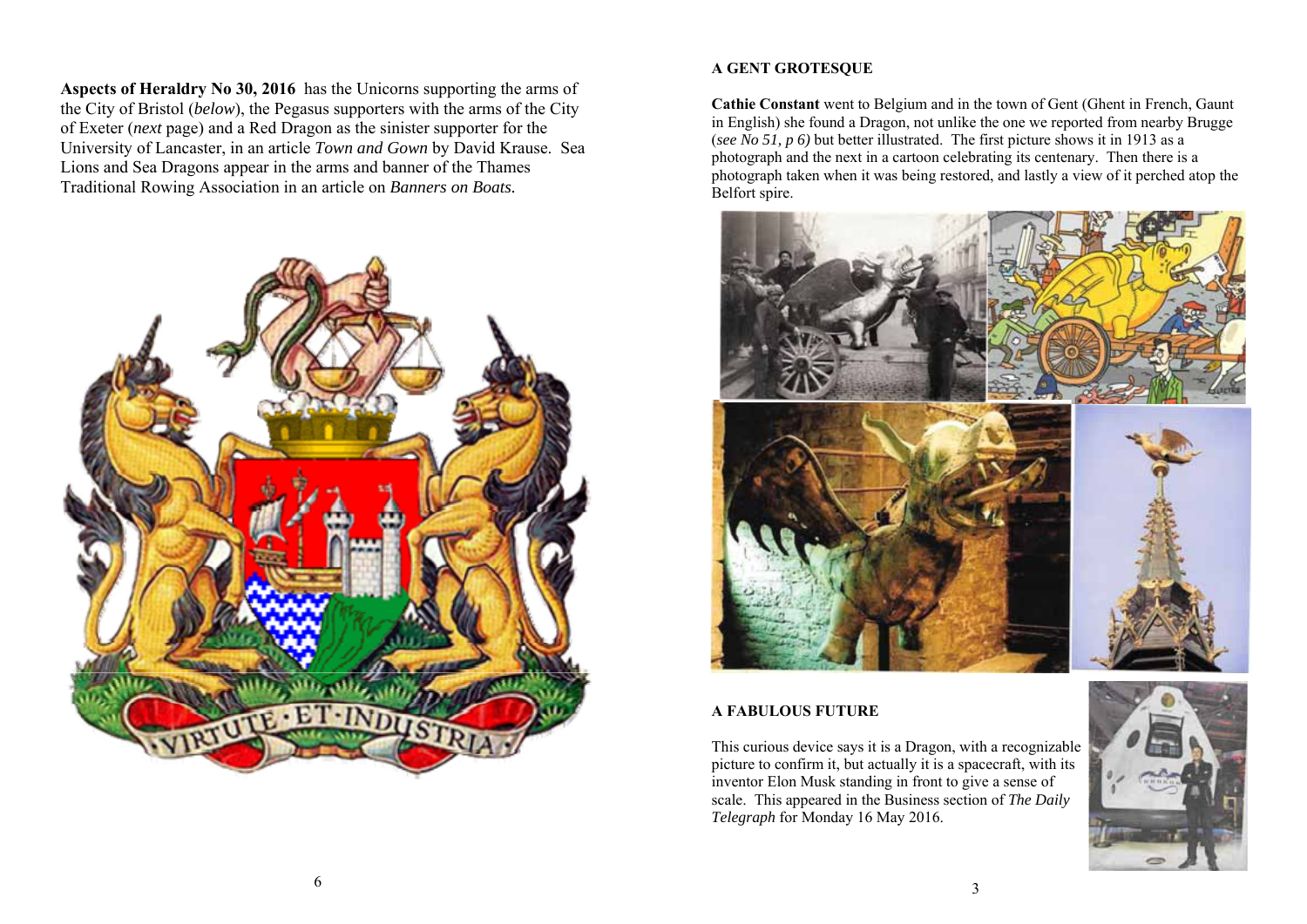**Aspects of Heraldry No 30, 2016** has the Unicorns supporting the arms of the City of Bristol (*below*), the Pegasus supporters with the arms of the City of Exeter (*next* page) and a Red Dragon as the sinister supporter for the University of Lancaster, in an article *Town and Gown* by David Krause. Sea Lions and Sea Dragons appear in the arms and banner of the Thames Traditional Rowing Association in an article on *Banners on Boats.*

## A GENT GROTESQUE

**Cathie Constant** went to Belgium and in the town of Gent (Ghent in French, Gaunt in English) she found a Dragon, not unlike the one we reported from nearby Brugge (*see No 51, p 6)* but better illustrated. The first picture shows it in 1913 as a photograph and the next in a cartoon celebrating its centenary. Then there is a photograph taken when it was being restored, and lastly a view of it perched atop the Belfort spire.

## A FABULOUS FUTURE

This curious device says it is a Dragon, with a recognizable picture to confirm it, but actually it is a spacecraft, with its inventor Elon Musk standing in front to give a sense of scale. This appeared in the Business section of *The Daily Telegraph* for Monday 16 May 2016.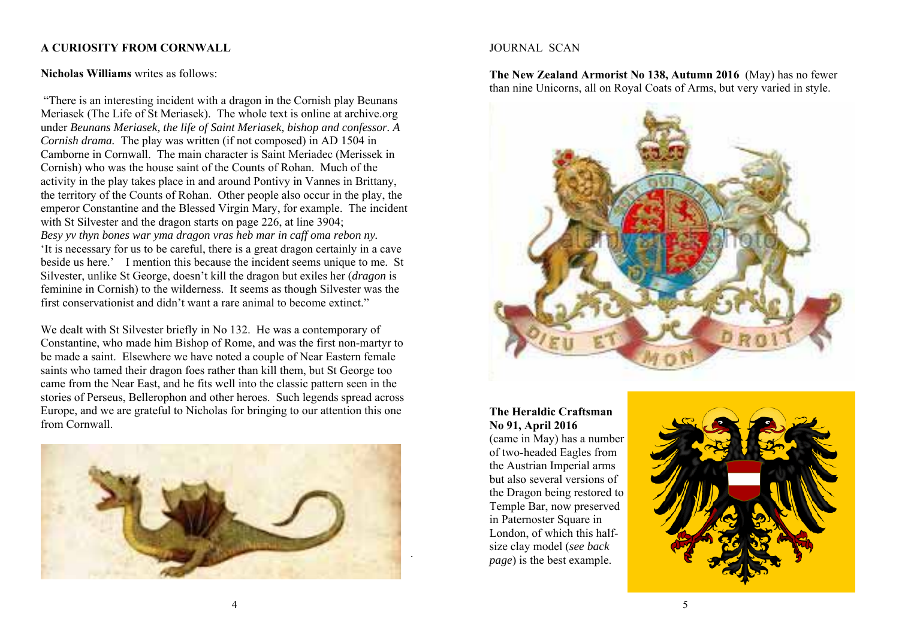## A CURIOSITY FROM CORNWALL

**Nicholas Williams** writes as follows:

"There is an interesting incident with a dragon in the Cornish play Beunans Meriasek (The Life of St Meriasek). The whole text is online at archive.org under *Beunans Meriasek, the life of Saint Meriasek, bishop and confessor. A Cornish drama.* The play was written (if not composed) in AD 1504 in Camborne in Cornwall. The main character is Saint Meriadec (Merissek in Cornish) who was the house saint of the Counts of Rohan. Much of the activity in the play takes place in and around Pontivy in Vannes in Brittany, the territory of the Counts of Rohan. Other people also occur in the play, the emperor Constantine and the Blessed Virgin Mary, for example. The incident with St Silvester and the dragon starts on page 226, at line 3904;
*Besy yv thyn bones war yma dragon vras heb mar in caff oma rebon ny.*
'It is necessary for us to be careful, there is a great dragon certainly in a cave beside us here.' I mention this because the incident seems unique to me. St Silvester, unlike St George, doesn't kill the dragon but exiles her (*dragon* is feminine in Cornish) to the wilderness. It seems as though Silvester was the first conservationist and didn't want a rare animal to become extinct."

We dealt with St Silvester briefly in No 132. He was a contemporary of Constantine, who made him Bishop of Rome, and was the first non-martyr to be made a saint. Elsewhere we have noted a couple of Near Eastern female saints who tamed their dragon foes rather than kill them, but St George too came from the Near East, and he fits well into the classic pattern seen in the stories of Perseus, Bellerophon and other heroes. Such legends spread across Europe, and we are grateful to Nicholas for bringing to our attention this one from Cornwall.

## JOURNAL SCAN

**The New Zealand Armorist No 138, Autumn 2016** (May) has no fewer than nine Unicorns, all on Royal Coats of Arms, but very varied in style.

**The Heraldic Craftsman No 91, April 2016** (came in May) has a number of two-headed Eagles from the Austrian Imperial arms but also several versions of the Dragon being restored to Temple Bar, now preserved in Paternoster Square in London, of which this half-size clay model (*see back page*) is the best example.